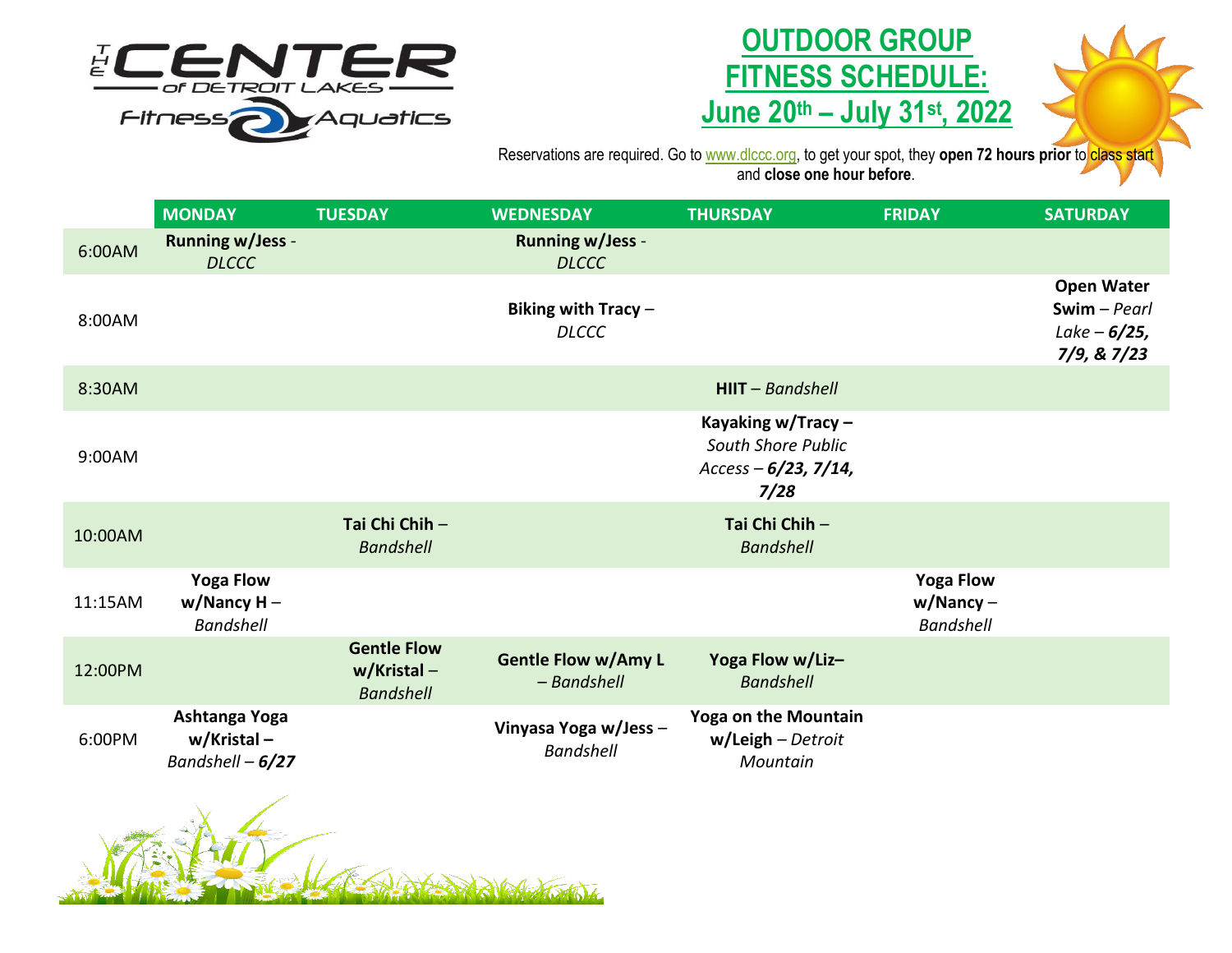THE CENTER of DETROIT LAKES Fitness Aquatics

# OUTDOOR GROUP FITNESS SCHEDULE: June 20th – July 31st, 2022

Reservations are required. Go to www.dlccc.org, to get your spot, they **open 72 hours prior** to class start and **close one hour before**.

| | MONDAY | TUESDAY | WEDNESDAY | THURSDAY | FRIDAY | SATURDAY |
|---|---|---|---|---|---|---|
| 6:00AM | **Running w/Jess** - *DLCCC* | | **Running w/Jess** - *DLCCC* | | | |
| 8:00AM | | | **Biking with Tracy** – *DLCCC* | | | **Open Water Swim** – *Pearl Lake* – ***6/25, 7/9, & 7/23*** |
| 8:30AM | | | | **HIIT** – *Bandshell* | | |
| 9:00AM | | | | **Kayaking w/Tracy –** *South Shore Public Access* – ***6/23, 7/14, 7/28*** | | |
| 10:00AM | | **Tai Chi Chih** – *Bandshell* | | **Tai Chi Chih** – *Bandshell* | | |
| 11:15AM | **Yoga Flow w/Nancy H** – *Bandshell* | | | | **Yoga Flow w/Nancy** – *Bandshell* | |
| 12:00PM | | **Gentle Flow w/Kristal** – *Bandshell* | **Gentle Flow w/Amy L** – *Bandshell* | **Yoga Flow w/Liz**– *Bandshell* | | |
| 6:00PM | **Ashtanga Yoga w/Kristal –** *Bandshell* – ***6/27*** | | **Vinyasa Yoga w/Jess** – *Bandshell* | **Yoga on the Mountain w/Leigh** – *Detroit Mountain* | | |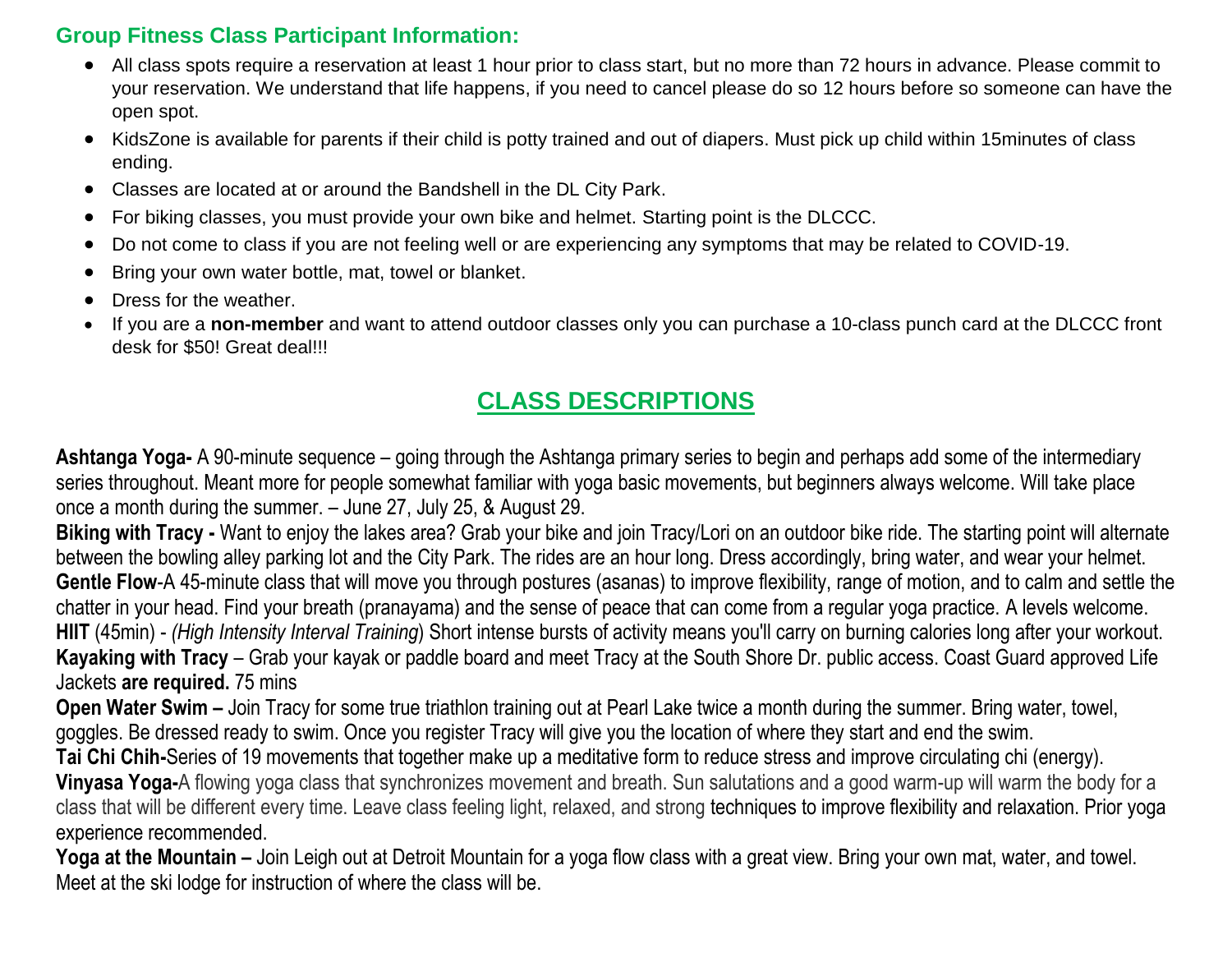## Group Fitness Class Participant Information:

- All class spots require a reservation at least 1 hour prior to class start, but no more than 72 hours in advance. Please commit to your reservation. We understand that life happens, if you need to cancel please do so 12 hours before so someone can have the open spot.
- KidsZone is available for parents if their child is potty trained and out of diapers. Must pick up child within 15minutes of class ending.
- Classes are located at or around the Bandshell in the DL City Park.
- For biking classes, you must provide your own bike and helmet. Starting point is the DLCCC.
- Do not come to class if you are not feeling well or are experiencing any symptoms that may be related to COVID-19.
- Bring your own water bottle, mat, towel or blanket.
- Dress for the weather.
- If you are a **non-member** and want to attend outdoor classes only you can purchase a 10-class punch card at the DLCCC front desk for $50! Great deal!!!

# CLASS DESCRIPTIONS

**Ashtanga Yoga-** A 90-minute sequence – going through the Ashtanga primary series to begin and perhaps add some of the intermediary series throughout. Meant more for people somewhat familiar with yoga basic movements, but beginners always welcome. Will take place once a month during the summer. – June 27, July 25, & August 29.

**Biking with Tracy -** Want to enjoy the lakes area? Grab your bike and join Tracy/Lori on an outdoor bike ride. The starting point will alternate between the bowling alley parking lot and the City Park. The rides are an hour long. Dress accordingly, bring water, and wear your helmet.

**Gentle Flow**-A 45-minute class that will move you through postures (asanas) to improve flexibility, range of motion, and to calm and settle the chatter in your head. Find your breath (pranayama) and the sense of peace that can come from a regular yoga practice. A levels welcome.

**HIIT** (45min) - *(High Intensity Interval Training*) Short intense bursts of activity means you'll carry on burning calories long after your workout.

**Kayaking with Tracy** – Grab your kayak or paddle board and meet Tracy at the South Shore Dr. public access. Coast Guard approved Life Jackets **are required.** 75 mins

**Open Water Swim –** Join Tracy for some true triathlon training out at Pearl Lake twice a month during the summer. Bring water, towel, goggles. Be dressed ready to swim. Once you register Tracy will give you the location of where they start and end the swim.

**Tai Chi Chih-**Series of 19 movements that together make up a meditative form to reduce stress and improve circulating chi (energy).

**Vinyasa Yoga-**A flowing yoga class that synchronizes movement and breath. Sun salutations and a good warm-up will warm the body for a class that will be different every time. Leave class feeling light, relaxed, and strong techniques to improve flexibility and relaxation. Prior yoga experience recommended.

**Yoga at the Mountain –** Join Leigh out at Detroit Mountain for a yoga flow class with a great view. Bring your own mat, water, and towel. Meet at the ski lodge for instruction of where the class will be.